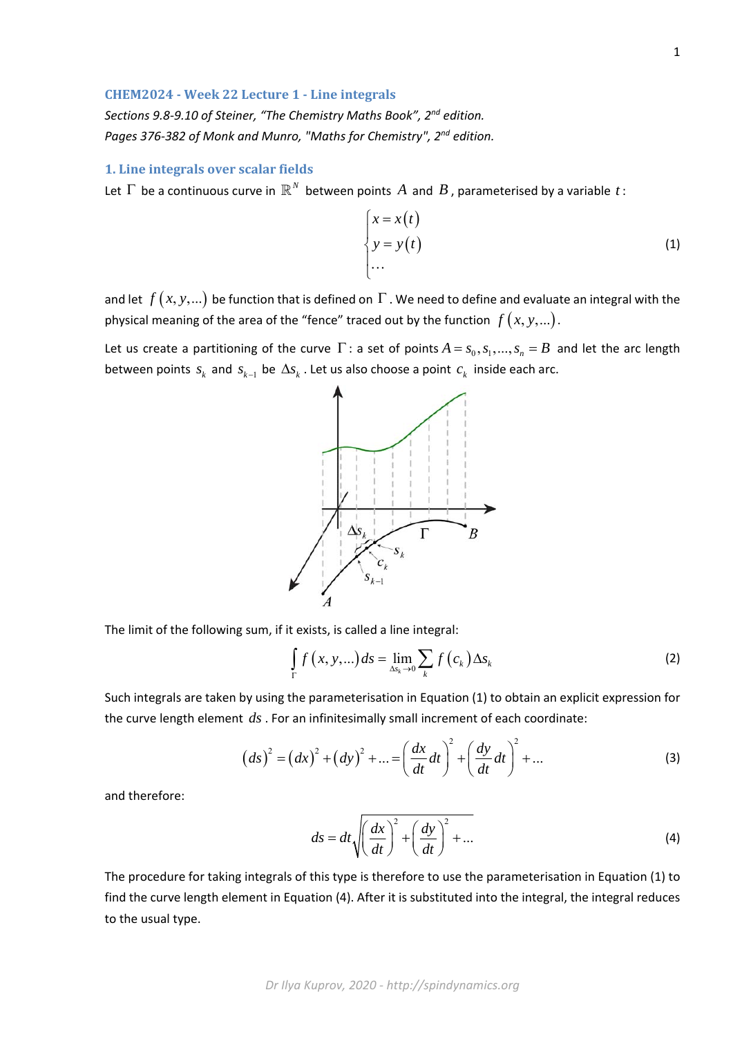## CHEM2024 - Week 22 Lecture 1 - Line integrals

*Sections 9.8-9.10 of Steiner, "The Chemistry Maths Book", 2nd edition.*

*Pages 376-382 of Monk and Munro, "Maths for Chemistry", 2nd edition.*

### 1. Line integrals over scalar fields

Let $\Gamma$ be a continuous curve in $\mathbb{R}^N$ between points $A$ and $B$, parameterised by a variable $t$:

$$\begin{cases} x = x(t) \\ y = y(t) \\ \dots \end{cases} \tag{1}$$

and let $f(x, y, \dots)$ be function that is defined on $\Gamma$. We need to define and evaluate an integral with the physical meaning of the area of the "fence" traced out by the function $f(x, y, \dots)$.

Let us create a partitioning of the curve $\Gamma$: a set of points $A = s_0, s_1, \dots, s_n = B$ and let the arc length between points $s_k$ and $s_{k-1}$ be $\Delta s_k$. Let us also choose a point $c_k$ inside each arc.

The limit of the following sum, if it exists, is called a line integral:

$$\int_{\Gamma} f(x, y, \dots)\, ds = \lim_{\Delta s_k \to 0} \sum_k f(c_k) \Delta s_k \tag{2}$$

Such integrals are taken by using the parameterisation in Equation (1) to obtain an explicit expression for the curve length element $ds$. For an infinitesimally small increment of each coordinate:

$$(ds)^2 = (dx)^2 + (dy)^2 + \dots = \left(\frac{dx}{dt}dt\right)^2 + \left(\frac{dy}{dt}dt\right)^2 + \dots \tag{3}$$

and therefore:

$$ds = dt\sqrt{\left(\frac{dx}{dt}\right)^2 + \left(\frac{dy}{dt}\right)^2 + \dots} \tag{4}$$

The procedure for taking integrals of this type is therefore to use the parameterisation in Equation (1) to find the curve length element in Equation (4). After it is substituted into the integral, the integral reduces to the usual type.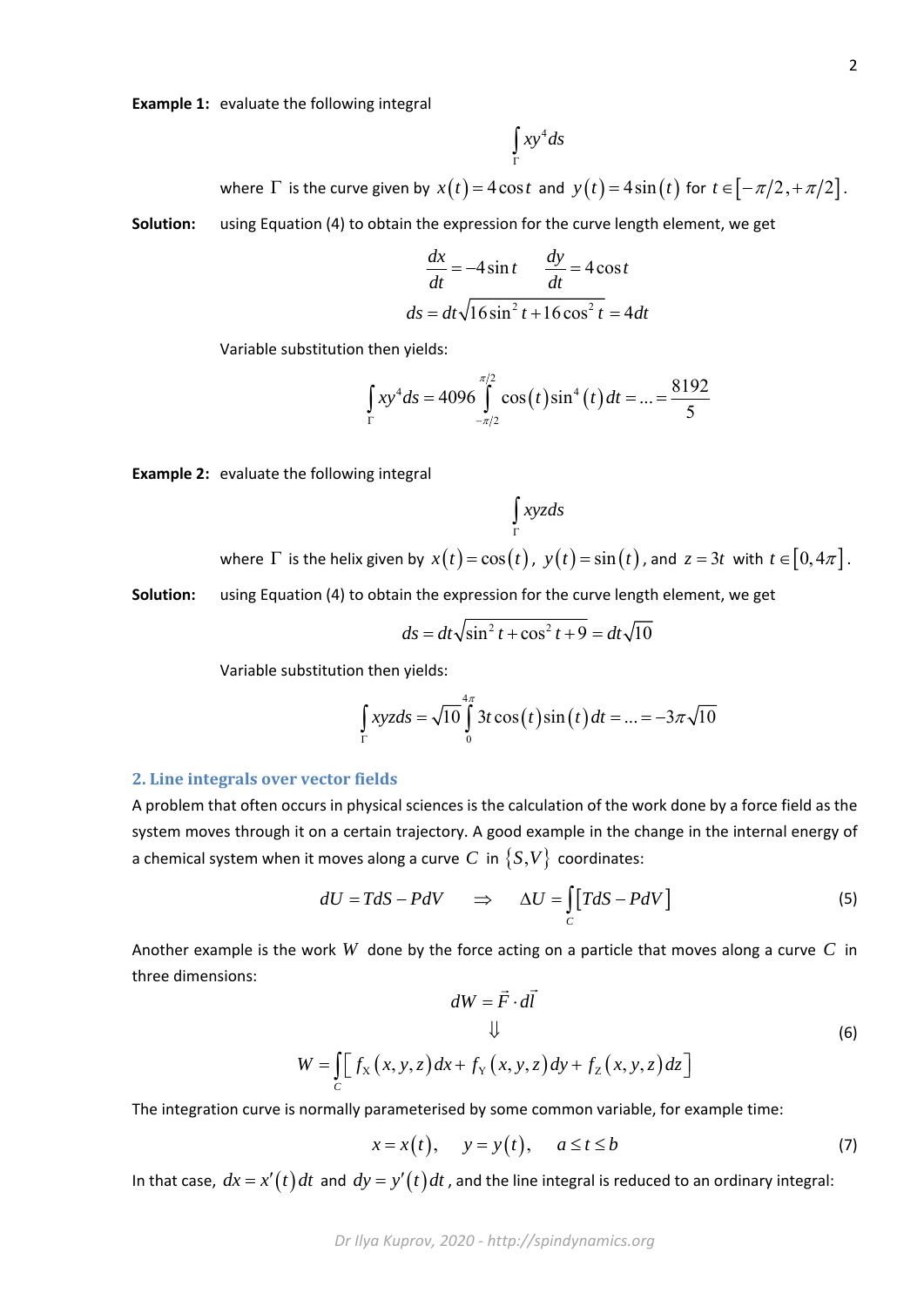**Example 1:** evaluate the following integral

$$\int_{\Gamma} xy^4 ds$$

where $\Gamma$ is the curve given by $x(t)=4\cos t$ and $y(t)=4\sin(t)$ for $t\in[-\pi/2,+\pi/2]$.

**Solution:** using Equation (4) to obtain the expression for the curve length element, we get

$$\frac{dx}{dt}=-4\sin t \qquad \frac{dy}{dt}=4\cos t$$

$$ds=dt\sqrt{16\sin^2 t+16\cos^2 t}=4dt$$

Variable substitution then yields:

$$\int_{\Gamma} xy^4 ds = 4096\int_{-\pi/2}^{\pi/2}\cos(t)\sin^4(t)\,dt=...=\frac{8192}{5}$$

**Example 2:** evaluate the following integral

$$\int_{\Gamma} xyz ds$$

where $\Gamma$ is the helix given by $x(t)=\cos(t)$, $y(t)=\sin(t)$, and $z=3t$ with $t\in[0,4\pi]$.

**Solution:** using Equation (4) to obtain the expression for the curve length element, we get

$$ds=dt\sqrt{\sin^2 t+\cos^2 t+9}=dt\sqrt{10}$$

Variable substitution then yields:

$$\int_{\Gamma} xyz ds=\sqrt{10}\int_{0}^{4\pi}3t\cos(t)\sin(t)\,dt=...=-3\pi\sqrt{10}$$

## 2. Line integrals over vector fields

A problem that often occurs in physical sciences is the calculation of the work done by a force field as the system moves through it on a certain trajectory. A good example in the change in the internal energy of a chemical system when it moves along a curve $C$ in $\{S,V\}$ coordinates:

$$dU=TdS-PdV \quad\Rightarrow\quad \Delta U=\int_{C}[TdS-PdV] \tag{5}$$

Another example is the work $W$ done by the force acting on a particle that moves along a curve $C$ in three dimensions:

$$dW=\vec{F}\cdot d\vec{l}$$
$$\Downarrow$$
$$W=\int_{C}\left[f_X(x,y,z)dx+f_Y(x,y,z)dy+f_Z(x,y,z)dz\right] \tag{6}$$

The integration curve is normally parameterised by some common variable, for example time:

$$x=x(t), \qquad y=y(t), \qquad a\le t\le b \tag{7}$$

In that case, $dx=x'(t)dt$ and $dy=y'(t)dt$, and the line integral is reduced to an ordinary integral: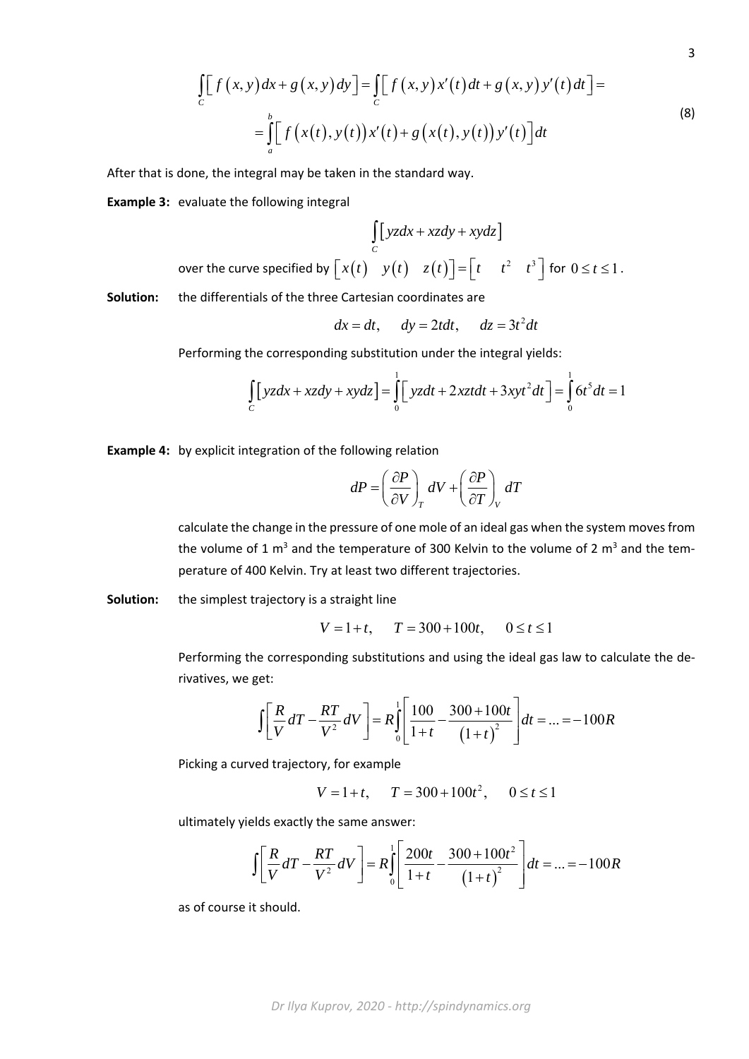$$\int_C \left[ f(x,y)\,dx + g(x,y)\,dy \right] = \int_C \left[ f(x,y)\,x'(t)\,dt + g(x,y)\,y'(t)\,dt \right] =$$
$$= \int_a^b \left[ f\big(x(t),y(t)\big)\,x'(t) + g\big(x(t),y(t)\big)\,y'(t) \right] dt \tag{8}$$

After that is done, the integral may be taken in the standard way.

**Example 3:** evaluate the following integral

$$\int_C \left[ yz\,dx + xz\,dy + xy\,dz \right]$$

over the curve specified by $\begin{bmatrix} x(t) & y(t) & z(t) \end{bmatrix} = \begin{bmatrix} t & t^2 & t^3 \end{bmatrix}$ for $0 \le t \le 1$.

**Solution:** the differentials of the three Cartesian coordinates are

$$dx = dt, \quad dy = 2t\,dt, \quad dz = 3t^2 dt$$

Performing the corresponding substitution under the integral yields:

$$\int_C \left[ yz\,dx + xz\,dy + xy\,dz \right] = \int_0^1 \left[ yz\,dt + 2xzt\,dt + 3xyt^2 dt \right] = \int_0^1 6t^5 dt = 1$$

**Example 4:** by explicit integration of the following relation

$$dP = \left( \frac{\partial P}{\partial V} \right)_T dV + \left( \frac{\partial P}{\partial T} \right)_V dT$$

calculate the change in the pressure of one mole of an ideal gas when the system moves from the volume of 1 m$^3$ and the temperature of 300 Kelvin to the volume of 2 m$^3$ and the temperature of 400 Kelvin. Try at least two different trajectories.

**Solution:** the simplest trajectory is a straight line

$$V = 1 + t, \quad T = 300 + 100t, \quad 0 \le t \le 1$$

Performing the corresponding substitutions and using the ideal gas law to calculate the derivatives, we get:

$$\int \left[ \frac{R}{V} dT - \frac{RT}{V^2} dV \right] = R \int_0^1 \left[ \frac{100}{1+t} - \frac{300+100t}{(1+t)^2} \right] dt = \ldots = -100R$$

Picking a curved trajectory, for example

$$V = 1 + t, \quad T = 300 + 100t^2, \quad 0 \le t \le 1$$

ultimately yields exactly the same answer:

$$\int \left[ \frac{R}{V} dT - \frac{RT}{V^2} dV \right] = R \int_0^1 \left[ \frac{200t}{1+t} - \frac{300+100t^2}{(1+t)^2} \right] dt = \ldots = -100R$$

as of course it should.